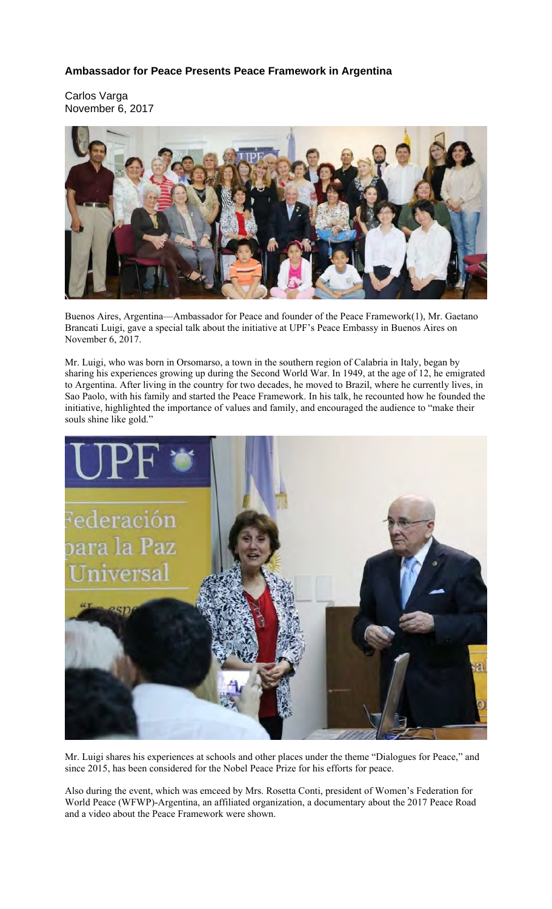### **Ambassador for Peace Presents Peace Framework in Argentina**

Carlos Varga
November 6, 2017

Buenos Aires, Argentina—Ambassador for Peace and founder of the Peace Framework(1), Mr. Gaetano Brancati Luigi, gave a special talk about the initiative at UPF's Peace Embassy in Buenos Aires on November 6, 2017.

Mr. Luigi, who was born in Orsomarso, a town in the southern region of Calabria in Italy, began by sharing his experiences growing up during the Second World War. In 1949, at the age of 12, he emigrated to Argentina. After living in the country for two decades, he moved to Brazil, where he currently lives, in Sao Paolo, with his family and started the Peace Framework. In his talk, he recounted how he founded the initiative, highlighted the importance of values and family, and encouraged the audience to "make their souls shine like gold."

Mr. Luigi shares his experiences at schools and other places under the theme "Dialogues for Peace," and since 2015, has been considered for the Nobel Peace Prize for his efforts for peace.

Also during the event, which was emceed by Mrs. Rosetta Conti, president of Women's Federation for World Peace (WFWP)-Argentina, an affiliated organization, a documentary about the 2017 Peace Road and a video about the Peace Framework were shown.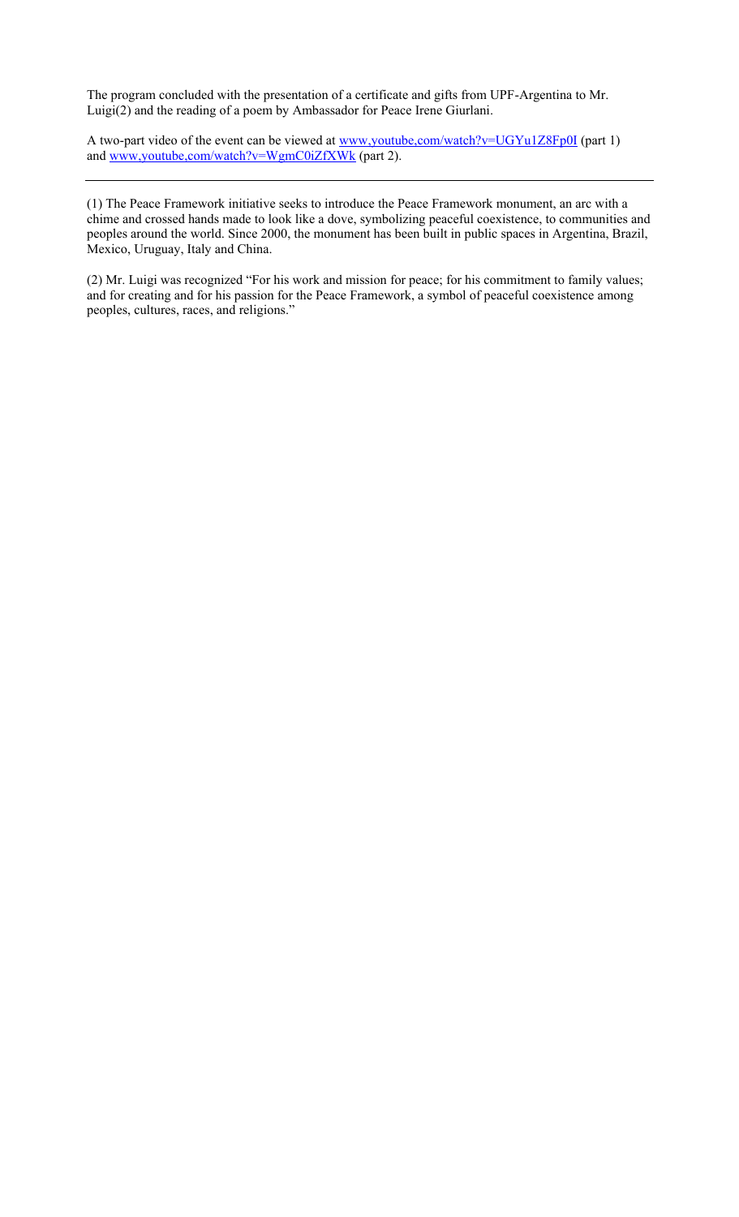The program concluded with the presentation of a certificate and gifts from UPF-Argentina to Mr. Luigi(2) and the reading of a poem by Ambassador for Peace Irene Giurlani.

A two-part video of the event can be viewed at www,youtube,com/watch?v=UGYu1Z8Fp0I (part 1) and www,youtube,com/watch?v=WgmC0iZfXWk (part 2).

---

(1) The Peace Framework initiative seeks to introduce the Peace Framework monument, an arc with a chime and crossed hands made to look like a dove, symbolizing peaceful coexistence, to communities and peoples around the world. Since 2000, the monument has been built in public spaces in Argentina, Brazil, Mexico, Uruguay, Italy and China.

(2) Mr. Luigi was recognized "For his work and mission for peace; for his commitment to family values; and for creating and for his passion for the Peace Framework, a symbol of peaceful coexistence among peoples, cultures, races, and religions."